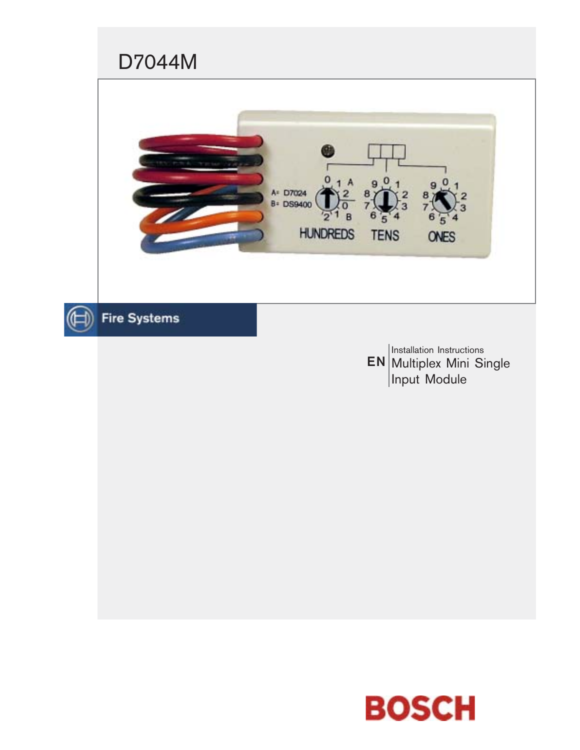# D7044M

Fire Systems

EN

Installation Instructions

Multiplex Mini Single Input Module

BOSCH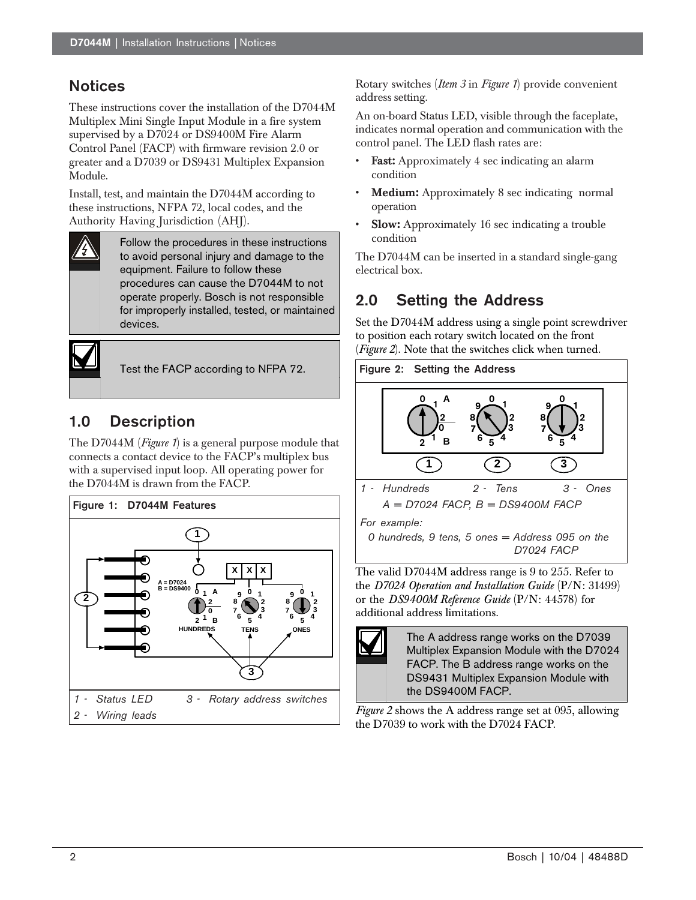## Notices

These instructions cover the installation of the D7044M Multiplex Mini Single Input Module in a fire system supervised by a D7024 or DS9400M Fire Alarm Control Panel (FACP) with firmware revision 2.0 or greater and a D7039 or DS9431 Multiplex Expansion Module.

Install, test, and maintain the D7044M according to these instructions, NFPA 72, local codes, and the Authority Having Jurisdiction (AHJ).

Follow the procedures in these instructions to avoid personal injury and damage to the equipment. Failure to follow these procedures can cause the D7044M to not operate properly. Bosch is not responsible for improperly installed, tested, or maintained devices.

Test the FACP according to NFPA 72.

## 1.0 Description

The D7044M (*Figure 1*) is a general purpose module that connects a contact device to the FACP's multiplex bus with a supervised input loop. All operating power for the D7044M is drawn from the FACP.

**Figure 1: D7044M Features**

1 - Status LED
2 - Wiring leads
3 - Rotary address switches

Rotary switches (*Item 3* in *Figure 1*) provide convenient address setting.

An on-board Status LED, visible through the faceplate, indicates normal operation and communication with the control panel. The LED flash rates are:

- **Fast:** Approximately 4 sec indicating an alarm condition
- **Medium:** Approximately 8 sec indicating normal operation
- **Slow:** Approximately 16 sec indicating a trouble condition

The D7044M can be inserted in a standard single-gang electrical box.

## 2.0 Setting the Address

Set the D7044M address using a single point screwdriver to position each rotary switch located on the front (*Figure 2*). Note that the switches click when turned.

**Figure 2: Setting the Address**

1 - Hundreds  2 - Tens  3 - Ones

A = D7024 FACP, B = DS9400M FACP

For example:

0 hundreds, 9 tens, 5 ones = Address 095 on the D7024 FACP

The valid D7044M address range is 9 to 255. Refer to the *D7024 Operation and Installation Guide* (P/N: 31499) or the *DS9400M Reference Guide* (P/N: 44578) for additional address limitations.

The A address range works on the D7039 Multiplex Expansion Module with the D7024 FACP. The B address range works on the DS9431 Multiplex Expansion Module with the DS9400M FACP.

*Figure 2* shows the A address range set at 095, allowing the D7039 to work with the D7024 FACP.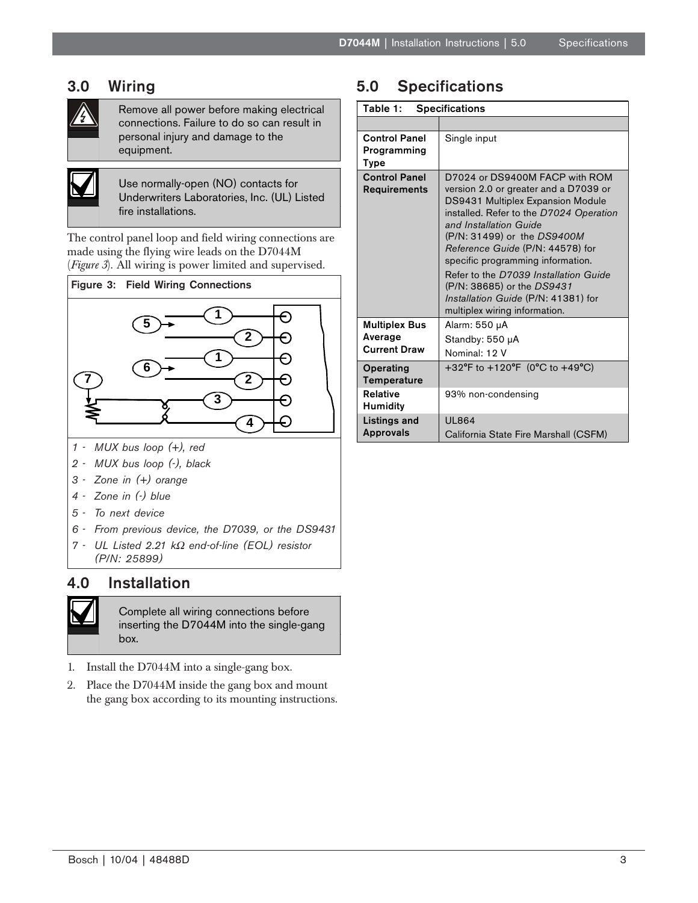## 3.0 Wiring

Remove all power before making electrical connections. Failure to do so can result in personal injury and damage to the equipment.

Use normally-open (NO) contacts for Underwriters Laboratories, Inc. (UL) Listed fire installations.

The control panel loop and field wiring connections are made using the flying wire leads on the D7044M (*Figure 3*). All wiring is power limited and supervised.

**Figure 3: Field Wiring Connections**

*1 - MUX bus loop (+), red*

*2 - MUX bus loop (-), black*

*3 - Zone in (+) orange*

*4 - Zone in (-) blue*

*5 - To next device*

*6 - From previous device, the D7039, or the DS9431*

*7 - UL Listed 2.21 kΩ end-of-line (EOL) resistor (P/N: 25899)*

## 4.0 Installation

Complete all wiring connections before inserting the D7044M into the single-gang box.

1. Install the D7044M into a single-gang box.
2. Place the D7044M inside the gang box and mount the gang box according to its mounting instructions.

## 5.0 Specifications

**Table 1: Specifications**

| | |
|---|---|
| **Control Panel Programming Type** | Single input |
| **Control Panel Requirements** | D7024 or DS9400M FACP with ROM version 2.0 or greater and a D7039 or DS9431 Multiplex Expansion Module installed. Refer to the *D7024 Operation and Installation Guide* (P/N: 31499) or the *DS9400M Reference Guide* (P/N: 44578) for specific programming information.<br>Refer to the *D7039 Installation Guide* (P/N: 38685) or the *DS9431 Installation Guide* (P/N: 41381) for multiplex wiring information. |
| **Multiplex Bus Average Current Draw** | Alarm: 550 µA<br>Standby: 550 µA<br>Nominal: 12 V |
| **Operating Temperature** | +32°F to +120°F (0°C to +49°C) |
| **Relative Humidity** | 93% non-condensing |
| **Listings and Approvals** | UL864<br>California State Fire Marshall (CSFM) |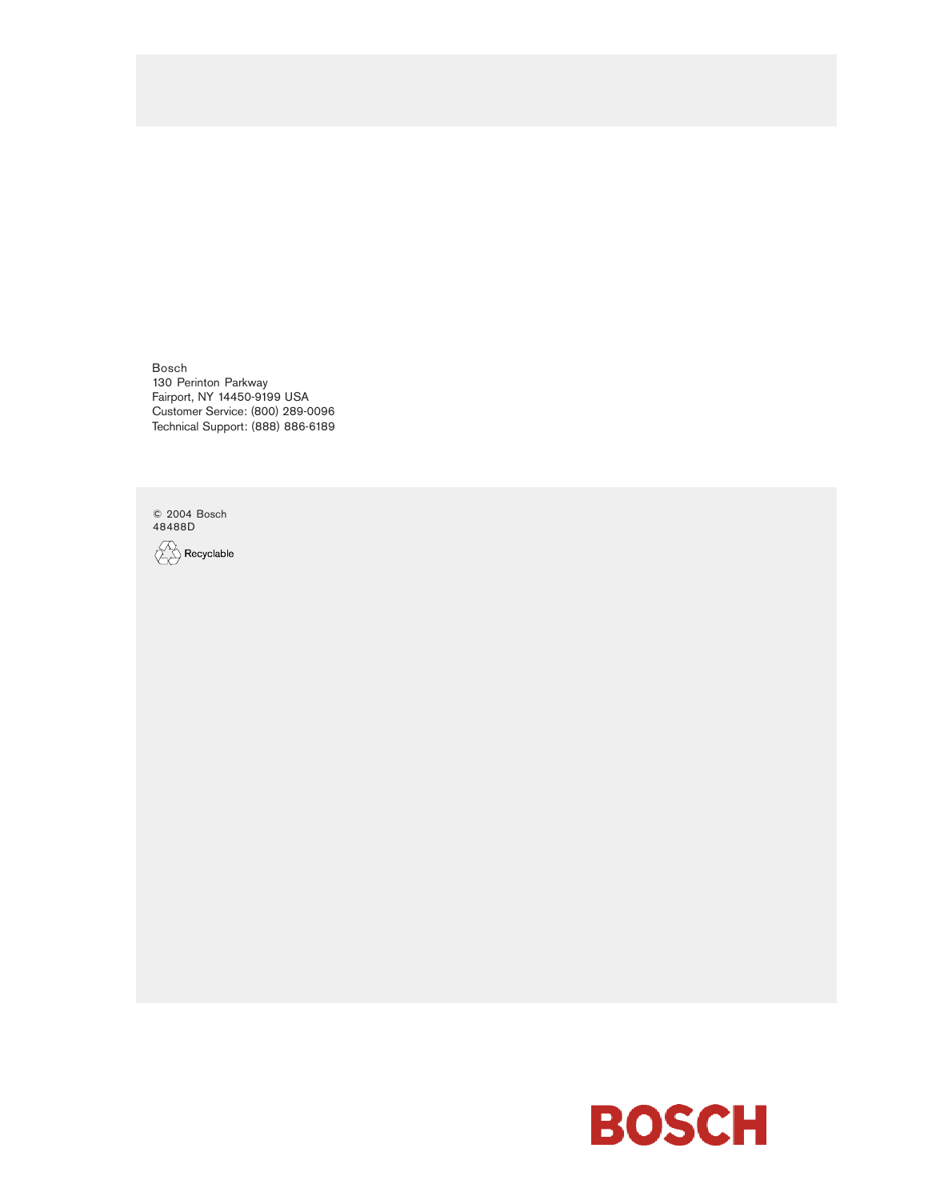Bosch
130 Perinton Parkway
Fairport, NY 14450-9199 USA
Customer Service: (800) 289-0096
Technical Support: (888) 886-6189

© 2004 Bosch
48488D

Recyclable

BOSCH